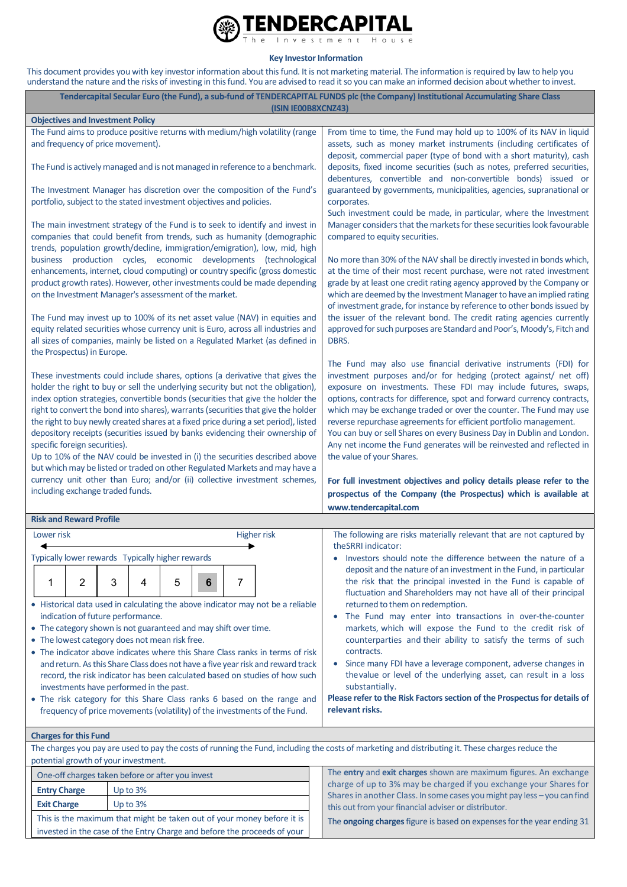# TENDERCAPITAL

The Investment House

## Key Investor Information

This document provides you with key investor information about this fund. It is not marketing material. The information is required by law to help you understand the nature and the risks of investing in this fund. You are advised to read it so you can make an informed decision about whether to invest.

**Tendercapital Secular Euro (the Fund), a sub-fund of TENDERCAPITAL FUNDS plc (the Company) Institutional Accumulating Share Class (ISIN IE00B8XCNZ43)**

### Objectives and Investment Policy

The Fund aims to produce positive returns with medium/high volatility (range and frequency of price movement).

The Fund is actively managed and is not managed in reference to a benchmark.

The Investment Manager has discretion over the composition of the Fund's portfolio, subject to the stated investment objectives and policies.

The main investment strategy of the Fund is to seek to identify and invest in companies that could benefit from trends, such as humanity (demographic trends, population growth/decline, immigration/emigration), low, mid, high business production cycles, economic developments (technological enhancements, internet, cloud computing) or country specific (gross domestic product growth rates). However, other investments could be made depending on the Investment Manager's assessment of the market.

The Fund may invest up to 100% of its net asset value (NAV) in equities and equity related securities whose currency unit is Euro, across all industries and all sizes of companies, mainly be listed on a Regulated Market (as defined in the Prospectus) in Europe.

These investments could include shares, options (a derivative that gives the holder the right to buy or sell the underlying security but not the obligation), index option strategies, convertible bonds (securities that give the holder the right to convert the bond into shares), warrants (securities that give the holder the right to buy newly created shares at a fixed price during a set period), listed depository receipts (securities issued by banks evidencing their ownership of specific foreign securities).

Up to 10% of the NAV could be invested in (i) the securities described above but which may be listed or traded on other Regulated Markets and may have a currency unit other than Euro; and/or (ii) collective investment schemes, including exchange traded funds.

From time to time, the Fund may hold up to 100% of its NAV in liquid assets, such as money market instruments (including certificates of deposit, commercial paper (type of bond with a short maturity), cash deposits, fixed income securities (such as notes, preferred securities, debentures, convertible and non-convertible bonds) issued or guaranteed by governments, municipalities, agencies, supranational or corporates.

Such investment could be made, in particular, where the Investment Manager considers that the markets for these securities look favourable compared to equity securities.

No more than 30% of the NAV shall be directly invested in bonds which, at the time of their most recent purchase, were not rated investment grade by at least one credit rating agency approved by the Company or which are deemed by the Investment Manager to have an implied rating of investment grade, for instance by reference to other bonds issued by the issuer of the relevant bond. The credit rating agencies currently approved for such purposes are Standard and Poor's, Moody's, Fitch and DBRS.

The Fund may also use financial derivative instruments (FDI) for investment purposes and/or for hedging (protect against/ net off) exposure on investments. These FDI may include futures, swaps, options, contracts for difference, spot and forward currency contracts, which may be exchange traded or over the counter. The Fund may use reverse repurchase agreements for efficient portfolio management.

You can buy or sell Shares on every Business Day in Dublin and London.

Any net income the Fund generates will be reinvested and reflected in the value of your Shares.

**For full investment objectives and policy details please refer to the prospectus of the Company (the Prospectus) which is available at www.tendercapital.com**

### Risk and Reward Profile

Lower risk ← → Higher risk

Typically lower rewards — Typically higher rewards

| 1 | 2 | 3 | 4 | 5 | **6** | 7 |
|---|---|---|---|---|---|---|

- Historical data used in calculating the above indicator may not be a reliable indication of future performance.
- The category shown is not guaranteed and may shift over time.
- The lowest category does not mean risk free.
- The indicator above indicates where this Share Class ranks in terms of risk and return. As this Share Class does not have a five year risk and reward track record, the risk indicator has been calculated based on studies of how such investments have performed in the past.
- The risk category for this Share Class ranks 6 based on the range and frequency of price movements (volatility) of the investments of the Fund.

The following are risks materially relevant that are not captured by theSRRI indicator:

- Investors should note the difference between the nature of a deposit and the nature of an investment in the Fund, in particular the risk that the principal invested in the Fund is capable of fluctuation and Shareholders may not have all of their principal returned to them on redemption.
- The Fund may enter into transactions in over-the-counter markets, which will expose the Fund to the credit risk of counterparties and their ability to satisfy the terms of such contracts.
- Since many FDI have a leverage component, adverse changes in thevalue or level of the underlying asset, can result in a loss substantially.

**Please refer to the Risk Factors section of the Prospectus for details of relevant risks.**

### Charges for this Fund

The charges you pay are used to pay the costs of running the Fund, including the costs of marketing and distributing it. These charges reduce the potential growth of your investment.

| One-off charges taken before or after you invest | |
|---|---|
| **Entry Charge** | Up to 3% |
| **Exit Charge** | Up to 3% |
| This is the maximum that might be taken out of your money before it is invested in the case of the Entry Charge and before the proceeds of your | |

The **entry** and **exit charges** shown are maximum figures. An exchange charge of up to 3% may be charged if you exchange your Shares for Shares in another Class. In some cases you might pay less – you can find this out from your financial adviser or distributor.

The **ongoing charges** figure is based on expenses for the year ending 31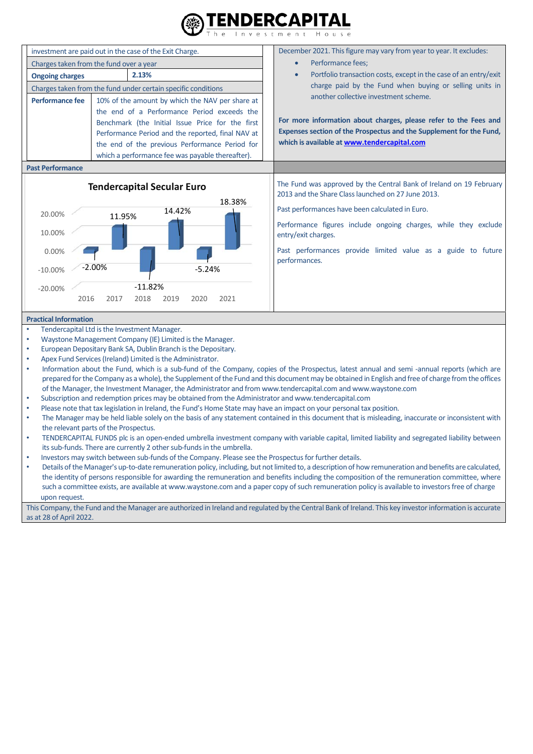| | |
|---|---|
| investment are paid out in the case of the Exit Charge. | |
| Charges taken from the fund over a year | |
| **Ongoing charges** | **2.13%** |
| Charges taken from the fund under certain specific conditions | |
| **Performance fee** | 10% of the amount by which the NAV per share at the end of a Performance Period exceeds the Benchmark (the Initial Issue Price for the first Performance Period and the reported, final NAV at the end of the previous Performance Period for which a performance fee was payable thereafter). |

December 2021. This figure may vary from year to year. It excludes:

- Performance fees;
- Portfolio transaction costs, except in the case of an entry/exit charge paid by the Fund when buying or selling units in another collective investment scheme.

**For more information about charges, please refer to the Fees and Expenses section of the Prospectus and the Supplement for the Fund, which is available at [www.tendercapital.com](www.tendercapital.com)**

**Past Performance**

Tendercapital Secular Euro

20.00%
10.00%
0.00%
-10.00%
-20.00%

2016 2017 2018 2019 2020 2021

-2.00%
11.95%
-11.82%
14.42%
-5.24%
18.38%

The Fund was approved by the Central Bank of Ireland on 19 February 2013 and the Share Class launched on 27 June 2013.

Past performances have been calculated in Euro.

Performance figures include ongoing charges, while they exclude entry/exit charges.

Past performances provide limited value as a guide to future performances.

**Practical Information**

- Tendercapital Ltd is the Investment Manager.
- Waystone Management Company (IE) Limited is the Manager.
- European Depositary Bank SA, Dublin Branch is the Depositary.
- Apex Fund Services (Ireland) Limited is the Administrator.
- Information about the Fund, which is a sub-fund of the Company, copies of the Prospectus, latest annual and semi -annual reports (which are prepared for the Company as a whole), the Supplement of the Fund and this document may be obtained in English and free of charge from the offices of the Manager, the Investment Manager, the Administrator and from www.tendercapital.com and www.waystone.com
- Subscription and redemption prices may be obtained from the Administrator and www.tendercapital.com
- Please note that tax legislation in Ireland, the Fund's Home State may have an impact on your personal tax position.
- The Manager may be held liable solely on the basis of any statement contained in this document that is misleading, inaccurate or inconsistent with the relevant parts of the Prospectus.
- TENDERCAPITAL FUNDS plc is an open-ended umbrella investment company with variable capital, limited liability and segregated liability between its sub-funds. There are currently 2 other sub-funds in the umbrella.
- Investors may switch between sub-funds of the Company. Please see the Prospectus for further details.
- Details of the Manager's up-to-date remuneration policy, including, but not limited to, a description of how remuneration and benefits are calculated, the identity of persons responsible for awarding the remuneration and benefits including the composition of the remuneration committee, where such a committee exists, are available at www.waystone.com and a paper copy of such remuneration policy is available to investors free of charge upon request.

This Company, the Fund and the Manager are authorized in Ireland and regulated by the Central Bank of Ireland. This key investor information is accurate as at 28 of April 2022.